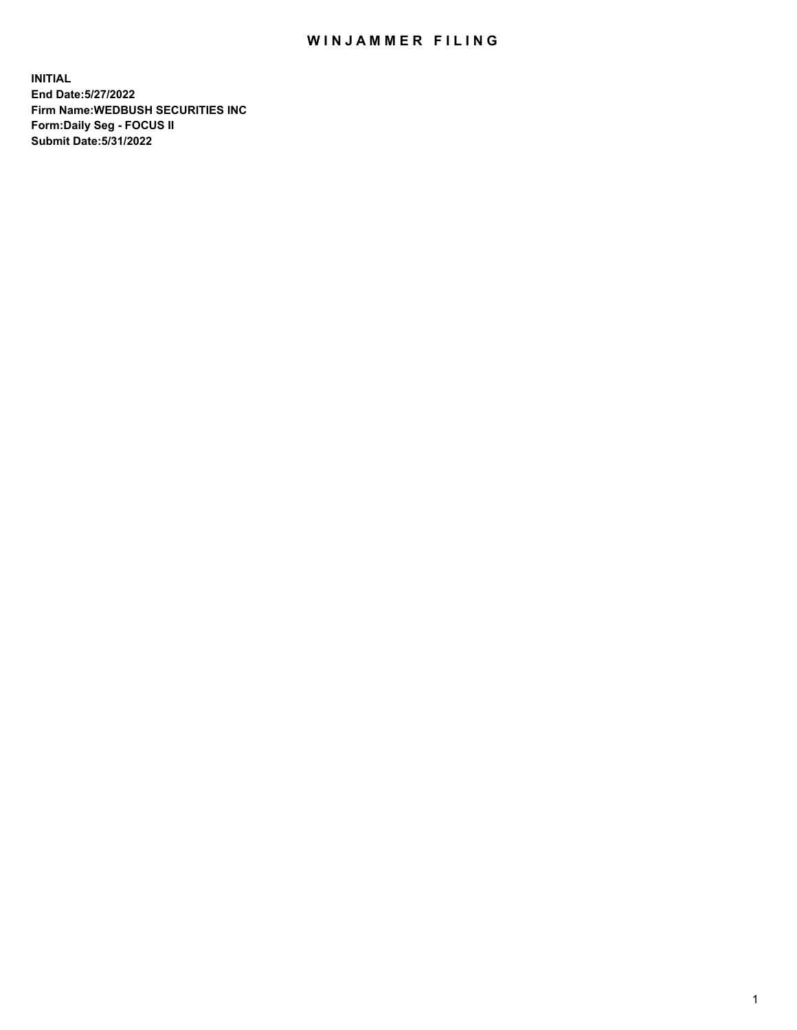# WINJAMMER FILING

**INITIAL**
**End Date:5/27/2022**
**Firm Name:WEDBUSH SECURITIES INC**
**Form:Daily Seg - FOCUS II**
**Submit Date:5/31/2022**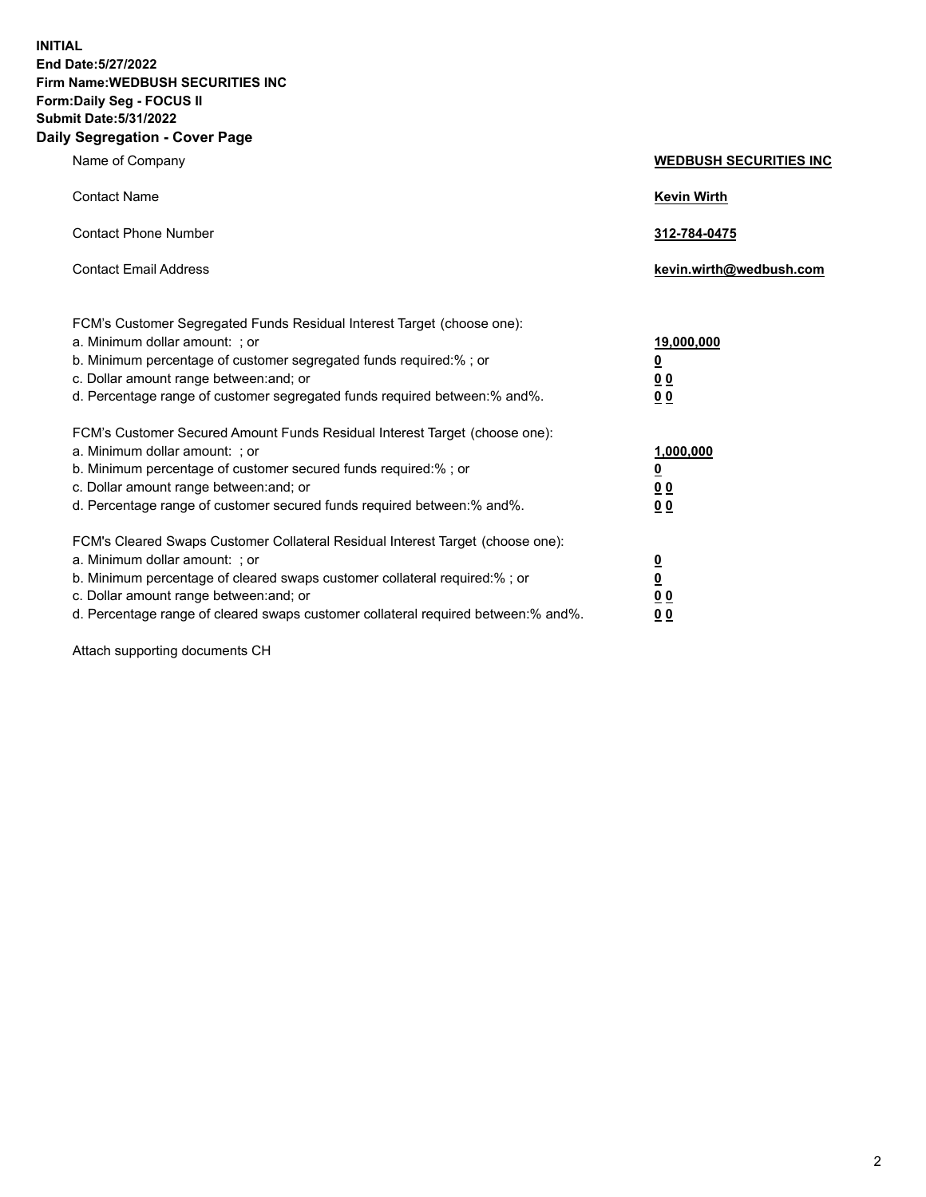**INITIAL**
**End Date:5/27/2022**
**Firm Name:WEDBUSH SECURITIES INC**
**Form:Daily Seg - FOCUS II**
**Submit Date:5/31/2022**

## Daily Segregation - Cover Page

| | |
|---|---|
| Name of Company | **WEDBUSH SECURITIES INC** |
| Contact Name | **Kevin Wirth** |
| Contact Phone Number | **312-784-0475** |
| Contact Email Address | **kevin.wirth@wedbush.com** |

| | |
|---|---|
| FCM's Customer Segregated Funds Residual Interest Target (choose one): | |
| a. Minimum dollar amount: ; or | **19,000,000** |
| b. Minimum percentage of customer segregated funds required:% ; or | **0** |
| c. Dollar amount range between:and; or | **0 0** |
| d. Percentage range of customer segregated funds required between:% and%. | **0 0** |
| FCM's Customer Secured Amount Funds Residual Interest Target (choose one): | |
| a. Minimum dollar amount: ; or | **1,000,000** |
| b. Minimum percentage of customer secured funds required:% ; or | **0** |
| c. Dollar amount range between:and; or | **0 0** |
| d. Percentage range of customer secured funds required between:% and%. | **0 0** |
| FCM's Cleared Swaps Customer Collateral Residual Interest Target (choose one): | |
| a. Minimum dollar amount: ; or | **0** |
| b. Minimum percentage of cleared swaps customer collateral required:% ; or | **0** |
| c. Dollar amount range between:and; or | **0 0** |
| d. Percentage range of cleared swaps customer collateral required between:% and%. | **0 0** |

Attach supporting documents CH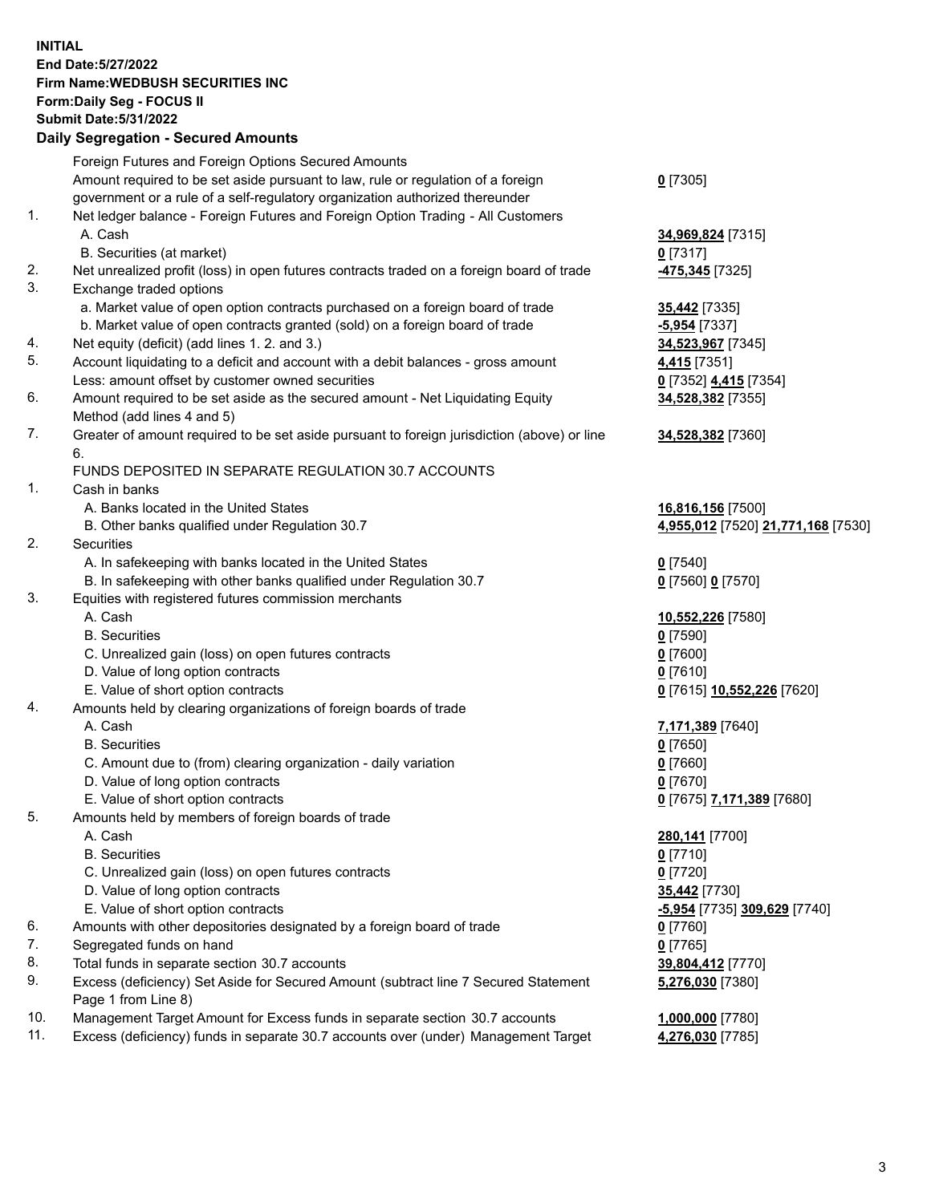**INITIAL**
**End Date:5/27/2022**
**Firm Name:WEDBUSH SECURITIES INC**
**Form:Daily Seg - FOCUS II**
**Submit Date:5/31/2022**

## Daily Segregation - Secured Amounts

| | | |
|---|---|---|
| | Foreign Futures and Foreign Options Secured Amounts | |
| | Amount required to be set aside pursuant to law, rule or regulation of a foreign government or a rule of a self-regulatory organization authorized thereunder | **0** [7305] |
| 1. | Net ledger balance - Foreign Futures and Foreign Option Trading - All Customers | |
| | A. Cash | **34,969,824** [7315] |
| | B. Securities (at market) | **0** [7317] |
| 2. | Net unrealized profit (loss) in open futures contracts traded on a foreign board of trade | **-475,345** [7325] |
| 3. | Exchange traded options | |
| | a. Market value of open option contracts purchased on a foreign board of trade | **35,442** [7335] |
| | b. Market value of open contracts granted (sold) on a foreign board of trade | **-5,954** [7337] |
| 4. | Net equity (deficit) (add lines 1. 2. and 3.) | **34,523,967** [7345] |
| 5. | Account liquidating to a deficit and account with a debit balances - gross amount | **4,415** [7351] |
| | Less: amount offset by customer owned securities | **0** [7352] **4,415** [7354] |
| 6. | Amount required to be set aside as the secured amount - Net Liquidating Equity Method (add lines 4 and 5) | **34,528,382** [7355] |
| 7. | Greater of amount required to be set aside pursuant to foreign jurisdiction (above) or line 6. | **34,528,382** [7360] |
| | FUNDS DEPOSITED IN SEPARATE REGULATION 30.7 ACCOUNTS | |
| 1. | Cash in banks | |
| | A. Banks located in the United States | **16,816,156** [7500] |
| | B. Other banks qualified under Regulation 30.7 | **4,955,012** [7520] **21,771,168** [7530] |
| 2. | Securities | |
| | A. In safekeeping with banks located in the United States | **0** [7540] |
| | B. In safekeeping with other banks qualified under Regulation 30.7 | **0** [7560] **0** [7570] |
| 3. | Equities with registered futures commission merchants | |
| | A. Cash | **10,552,226** [7580] |
| | B. Securities | **0** [7590] |
| | C. Unrealized gain (loss) on open futures contracts | **0** [7600] |
| | D. Value of long option contracts | **0** [7610] |
| | E. Value of short option contracts | **0** [7615] **10,552,226** [7620] |
| 4. | Amounts held by clearing organizations of foreign boards of trade | |
| | A. Cash | **7,171,389** [7640] |
| | B. Securities | **0** [7650] |
| | C. Amount due to (from) clearing organization - daily variation | **0** [7660] |
| | D. Value of long option contracts | **0** [7670] |
| | E. Value of short option contracts | **0** [7675] **7,171,389** [7680] |
| 5. | Amounts held by members of foreign boards of trade | |
| | A. Cash | **280,141** [7700] |
| | B. Securities | **0** [7710] |
| | C. Unrealized gain (loss) on open futures contracts | **0** [7720] |
| | D. Value of long option contracts | **35,442** [7730] |
| | E. Value of short option contracts | **-5,954** [7735] **309,629** [7740] |
| 6. | Amounts with other depositories designated by a foreign board of trade | **0** [7760] |
| 7. | Segregated funds on hand | **0** [7765] |
| 8. | Total funds in separate section 30.7 accounts | **39,804,412** [7770] |
| 9. | Excess (deficiency) Set Aside for Secured Amount (subtract line 7 Secured Statement Page 1 from Line 8) | **5,276,030** [7380] |
| 10. | Management Target Amount for Excess funds in separate section 30.7 accounts | **1,000,000** [7780] |
| 11. | Excess (deficiency) funds in separate 30.7 accounts over (under) Management Target | **4,276,030** [7785] |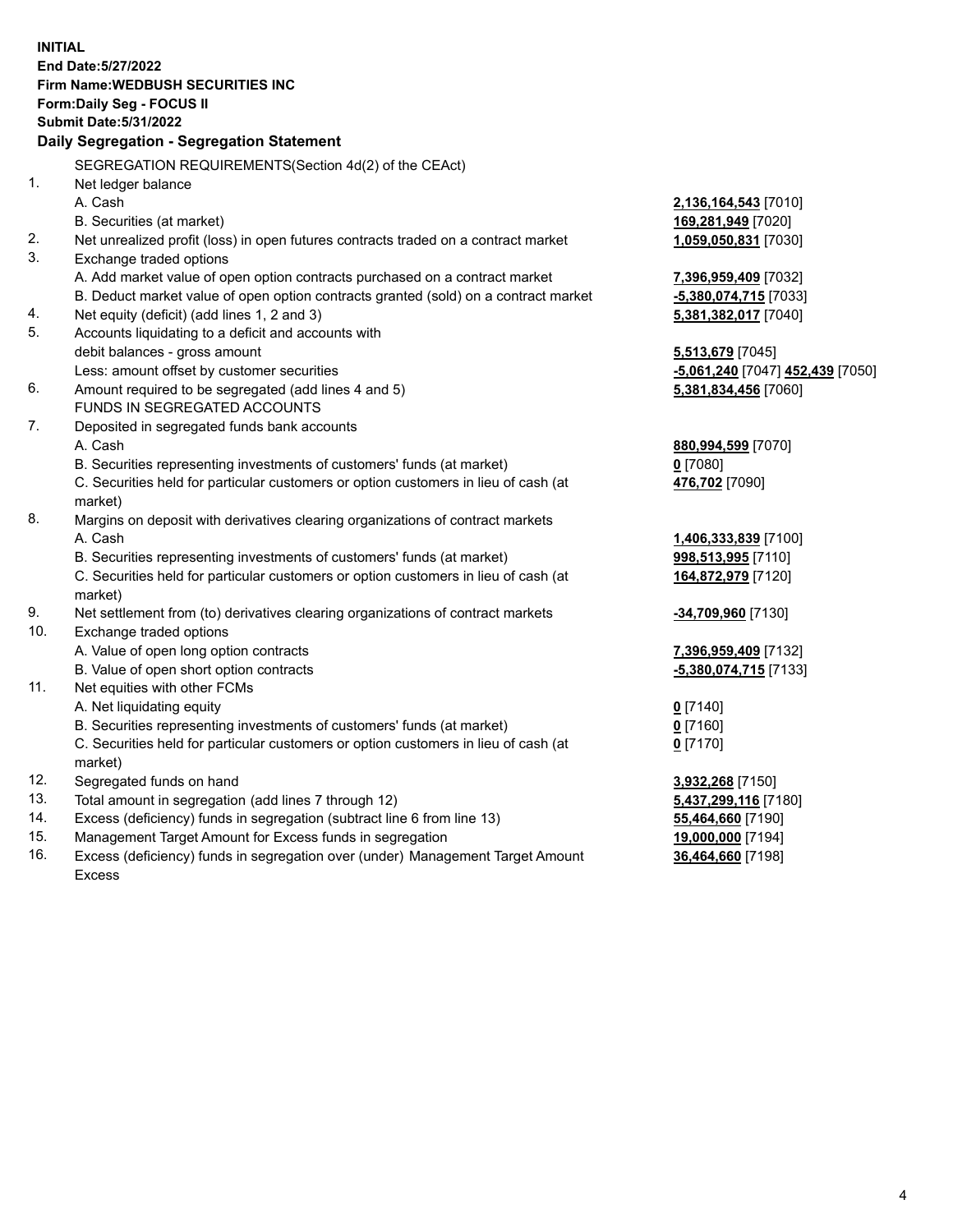**INITIAL**
**End Date:5/27/2022**
**Firm Name:WEDBUSH SECURITIES INC**
**Form:Daily Seg - FOCUS II**
**Submit Date:5/31/2022**

### Daily Segregation - Segregation Statement

SEGREGATION REQUIREMENTS(Section 4d(2) of the CEAct)

| | | |
|---|---|---|
| 1. | Net ledger balance | |
| | A. Cash | **2,136,164,543** [7010] |
| | B. Securities (at market) | **169,281,949** [7020] |
| 2. | Net unrealized profit (loss) in open futures contracts traded on a contract market | **1,059,050,831** [7030] |
| 3. | Exchange traded options | |
| | A. Add market value of open option contracts purchased on a contract market | **7,396,959,409** [7032] |
| | B. Deduct market value of open option contracts granted (sold) on a contract market | **-5,380,074,715** [7033] |
| 4. | Net equity (deficit) (add lines 1, 2 and 3) | **5,381,382,017** [7040] |
| 5. | Accounts liquidating to a deficit and accounts with debit balances - gross amount | **5,513,679** [7045] |
| | Less: amount offset by customer securities | **-5,061,240** [7047] **452,439** [7050] |
| 6. | Amount required to be segregated (add lines 4 and 5) | **5,381,834,456** [7060] |
| | FUNDS IN SEGREGATED ACCOUNTS | |
| 7. | Deposited in segregated funds bank accounts | |
| | A. Cash | **880,994,599** [7070] |
| | B. Securities representing investments of customers' funds (at market) | **0** [7080] |
| | C. Securities held for particular customers or option customers in lieu of cash (at market) | **476,702** [7090] |
| 8. | Margins on deposit with derivatives clearing organizations of contract markets | |
| | A. Cash | **1,406,333,839** [7100] |
| | B. Securities representing investments of customers' funds (at market) | **998,513,995** [7110] |
| | C. Securities held for particular customers or option customers in lieu of cash (at market) | **164,872,979** [7120] |
| 9. | Net settlement from (to) derivatives clearing organizations of contract markets | **-34,709,960** [7130] |
| 10. | Exchange traded options | |
| | A. Value of open long option contracts | **7,396,959,409** [7132] |
| | B. Value of open short option contracts | **-5,380,074,715** [7133] |
| 11. | Net equities with other FCMs | |
| | A. Net liquidating equity | **0** [7140] |
| | B. Securities representing investments of customers' funds (at market) | **0** [7160] |
| | C. Securities held for particular customers or option customers in lieu of cash (at market) | **0** [7170] |
| 12. | Segregated funds on hand | **3,932,268** [7150] |
| 13. | Total amount in segregation (add lines 7 through 12) | **5,437,299,116** [7180] |
| 14. | Excess (deficiency) funds in segregation (subtract line 6 from line 13) | **55,464,660** [7190] |
| 15. | Management Target Amount for Excess funds in segregation | **19,000,000** [7194] |
| 16. | Excess (deficiency) funds in segregation over (under) Management Target Amount Excess | **36,464,660** [7198] |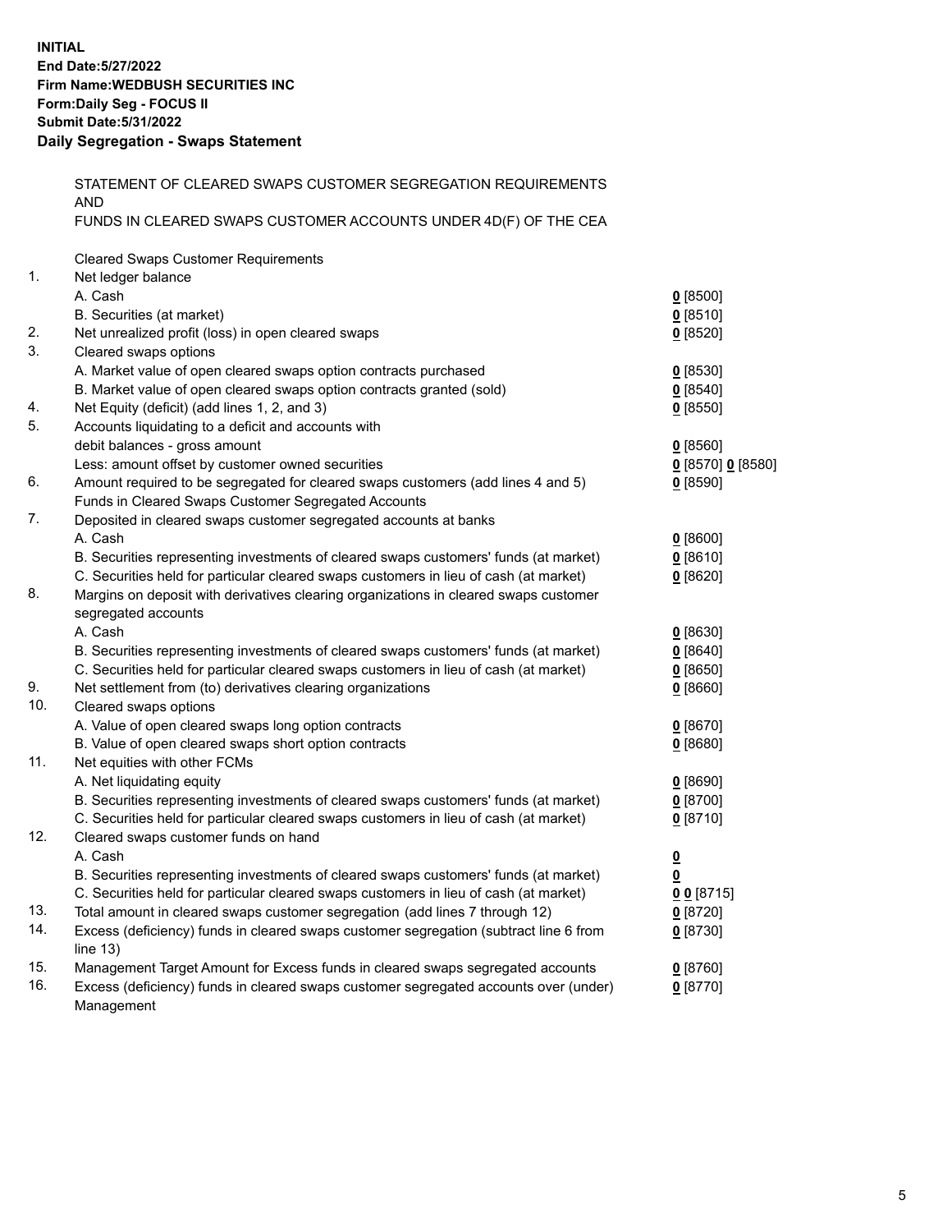**INITIAL**
**End Date:5/27/2022**
**Firm Name:WEDBUSH SECURITIES INC**
**Form:Daily Seg - FOCUS II**
**Submit Date:5/31/2022**
**Daily Segregation - Swaps Statement**

STATEMENT OF CLEARED SWAPS CUSTOMER SEGREGATION REQUIREMENTS AND FUNDS IN CLEARED SWAPS CUSTOMER ACCOUNTS UNDER 4D(F) OF THE CEA

| | | |
|---|---|---|
| | Cleared Swaps Customer Requirements | |
| 1. | Net ledger balance | |
| | A. Cash | 0 [8500] |
| | B. Securities (at market) | 0 [8510] |
| 2. | Net unrealized profit (loss) in open cleared swaps | 0 [8520] |
| 3. | Cleared swaps options | |
| | A. Market value of open cleared swaps option contracts purchased | 0 [8530] |
| | B. Market value of open cleared swaps option contracts granted (sold) | 0 [8540] |
| 4. | Net Equity (deficit) (add lines 1, 2, and 3) | 0 [8550] |
| 5. | Accounts liquidating to a deficit and accounts with | |
| | debit balances - gross amount | 0 [8560] |
| | Less: amount offset by customer owned securities | 0 [8570] 0 [8580] |
| 6. | Amount required to be segregated for cleared swaps customers (add lines 4 and 5) | 0 [8590] |
| | Funds in Cleared Swaps Customer Segregated Accounts | |
| 7. | Deposited in cleared swaps customer segregated accounts at banks | |
| | A. Cash | 0 [8600] |
| | B. Securities representing investments of cleared swaps customers' funds (at market) | 0 [8610] |
| | C. Securities held for particular cleared swaps customers in lieu of cash (at market) | 0 [8620] |
| 8. | Margins on deposit with derivatives clearing organizations in cleared swaps customer segregated accounts | |
| | A. Cash | 0 [8630] |
| | B. Securities representing investments of cleared swaps customers' funds (at market) | 0 [8640] |
| | C. Securities held for particular cleared swaps customers in lieu of cash (at market) | 0 [8650] |
| 9. | Net settlement from (to) derivatives clearing organizations | 0 [8660] |
| 10. | Cleared swaps options | |
| | A. Value of open cleared swaps long option contracts | 0 [8670] |
| | B. Value of open cleared swaps short option contracts | 0 [8680] |
| 11. | Net equities with other FCMs | |
| | A. Net liquidating equity | 0 [8690] |
| | B. Securities representing investments of cleared swaps customers' funds (at market) | 0 [8700] |
| | C. Securities held for particular cleared swaps customers in lieu of cash (at market) | 0 [8710] |
| 12. | Cleared swaps customer funds on hand | |
| | A. Cash | 0 |
| | B. Securities representing investments of cleared swaps customers' funds (at market) | 0 |
| | C. Securities held for particular cleared swaps customers in lieu of cash (at market) | 0 0 [8715] |
| 13. | Total amount in cleared swaps customer segregation (add lines 7 through 12) | 0 [8720] |
| 14. | Excess (deficiency) funds in cleared swaps customer segregation (subtract line 6 from line 13) | 0 [8730] |
| 15. | Management Target Amount for Excess funds in cleared swaps segregated accounts | 0 [8760] |
| 16. | Excess (deficiency) funds in cleared swaps customer segregated accounts over (under) Management | 0 [8770] |